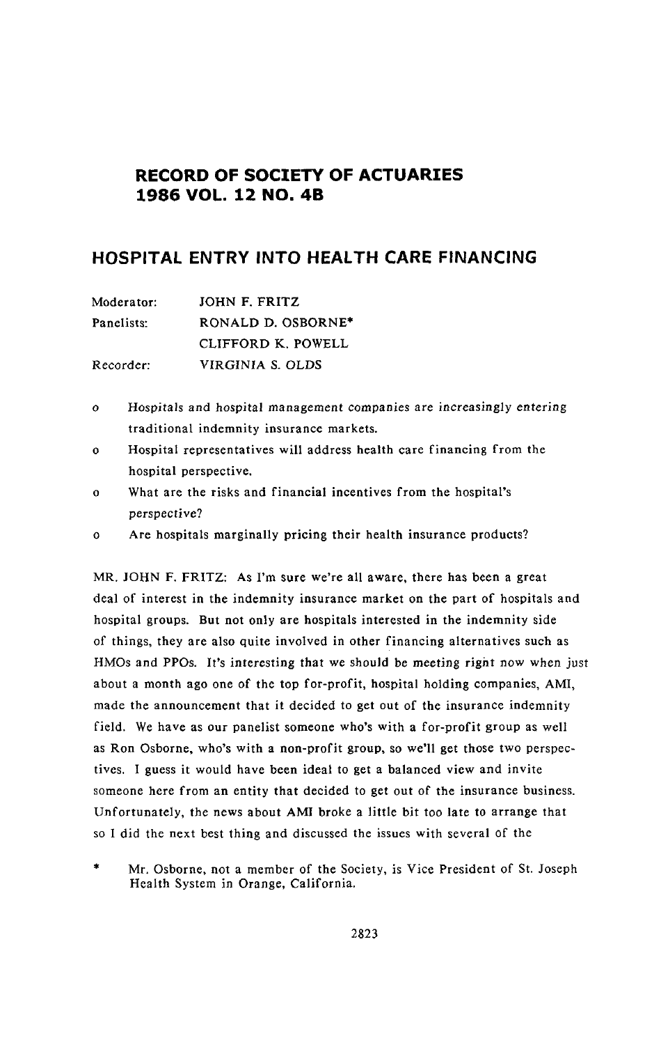# RECORD OF SOCIETY OF ACTUARIES
# 1986 VOL. 12 NO. 4B

## HOSPITAL ENTRY INTO HEALTH CARE FINANCING

| | |
|---|---|
| Moderator: | JOHN F. FRITZ |
| Panelists: | RONALD D. OSBORNE* |
| | CLIFFORD K. POWELL |
| Recorder: | VIRGINIA S. OLDS |

- Hospitals and hospital management companies are increasingly entering traditional indemnity insurance markets.
- Hospital representatives will address health care financing from the hospital perspective.
- What are the risks and financial incentives from the hospital's perspective?
- Are hospitals marginally pricing their health insurance products?

MR. JOHN F. FRITZ: As I'm sure we're all aware, there has been a great deal of interest in the indemnity insurance market on the part of hospitals and hospital groups. But not only are hospitals interested in the indemnity side of things, they are also quite involved in other financing alternatives such as HMOs and PPOs. It's interesting that we should be meeting right now when just about a month ago one of the top for-profit, hospital holding companies, AMI, made the announcement that it decided to get out of the insurance indemnity field. We have as our panelist someone who's with a for-profit group as well as Ron Osborne, who's with a non-profit group, so we'll get those two perspectives. I guess it would have been ideal to get a balanced view and invite someone here from an entity that decided to get out of the insurance business. Unfortunately, the news about AMI broke a little bit too late to arrange that so I did the next best thing and discussed the issues with several of the

\* Mr. Osborne, not a member of the Society, is Vice President of St. Joseph Health System in Orange, California.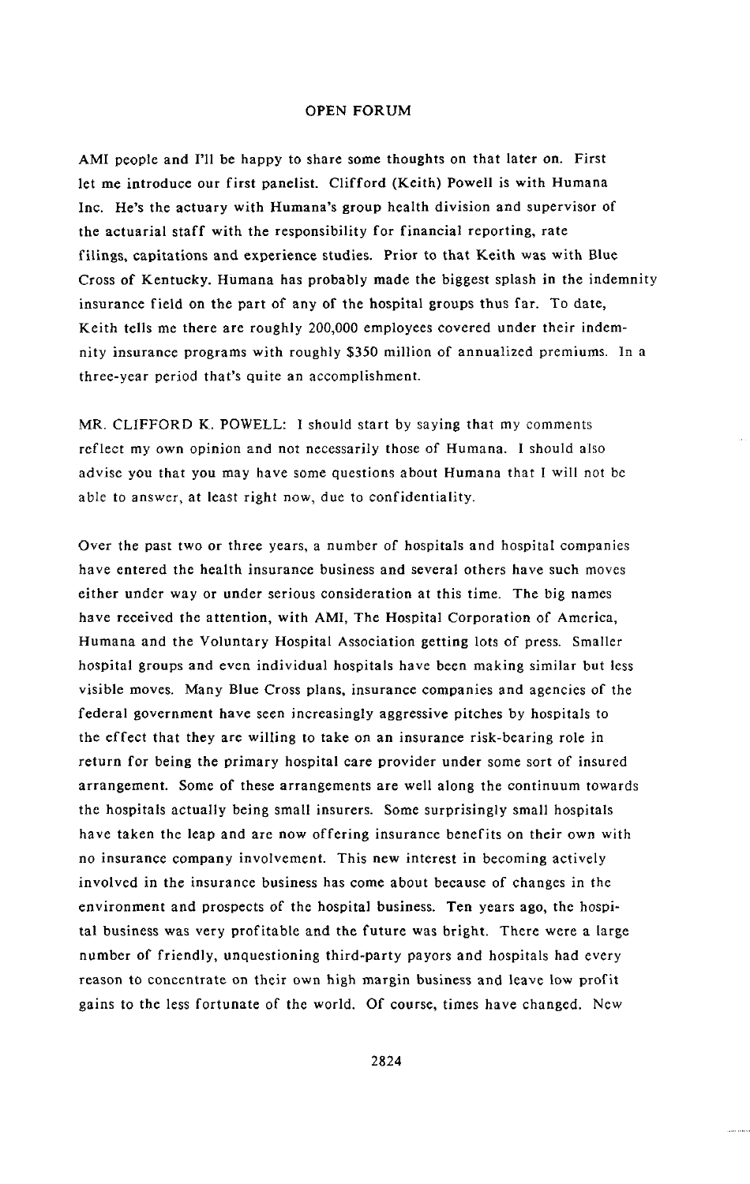AMI people and I'll be happy to share some thoughts on that later on. First let me introduce our first panelist. Clifford (Keith) Powell is with Humana Inc. He's the actuary with Humana's group health division and supervisor of the actuarial staff with the responsibility for financial reporting, rate filings, capitations and experience studies. Prior to that Keith was with Blue Cross of Kentucky. Humana has probably made the biggest splash in the indemnity insurance field on the part of any of the hospital groups thus far. To date, Keith tells me there are roughly 200,000 employees covered under their indemnity insurance programs with roughly $350 million of annualized premiums. In a three-year period that's quite an accomplishment.

MR. CLIFFORD K. POWELL: I should start by saying that my comments reflect my own opinion and not necessarily those of Humana. I should also advise you that you may have some questions about Humana that I will not be able to answer, at least right now, due to confidentiality.

Over the past two or three years, a number of hospitals and hospital companies have entered the health insurance business and several others have such moves either under way or under serious consideration at this time. The big names have received the attention, with AMI, The Hospital Corporation of America, Humana and the Voluntary Hospital Association getting lots of press. Smaller hospital groups and even individual hospitals have been making similar but less visible moves. Many Blue Cross plans, insurance companies and agencies of the federal government have seen increasingly aggressive pitches by hospitals to the effect that they are willing to take on an insurance risk-bearing role in return for being the primary hospital care provider under some sort of insured arrangement. Some of these arrangements are well along the continuum towards the hospitals actually being small insurers. Some surprisingly small hospitals have taken the leap and are now offering insurance benefits on their own with no insurance company involvement. This new interest in becoming actively involved in the insurance business has come about because of changes in the environment and prospects of the hospital business. Ten years ago, the hospital business was very profitable and the future was bright. There were a large number of friendly, unquestioning third-party payors and hospitals had every reason to concentrate on their own high margin business and leave low profit gains to the less fortunate of the world. Of course, times have changed. New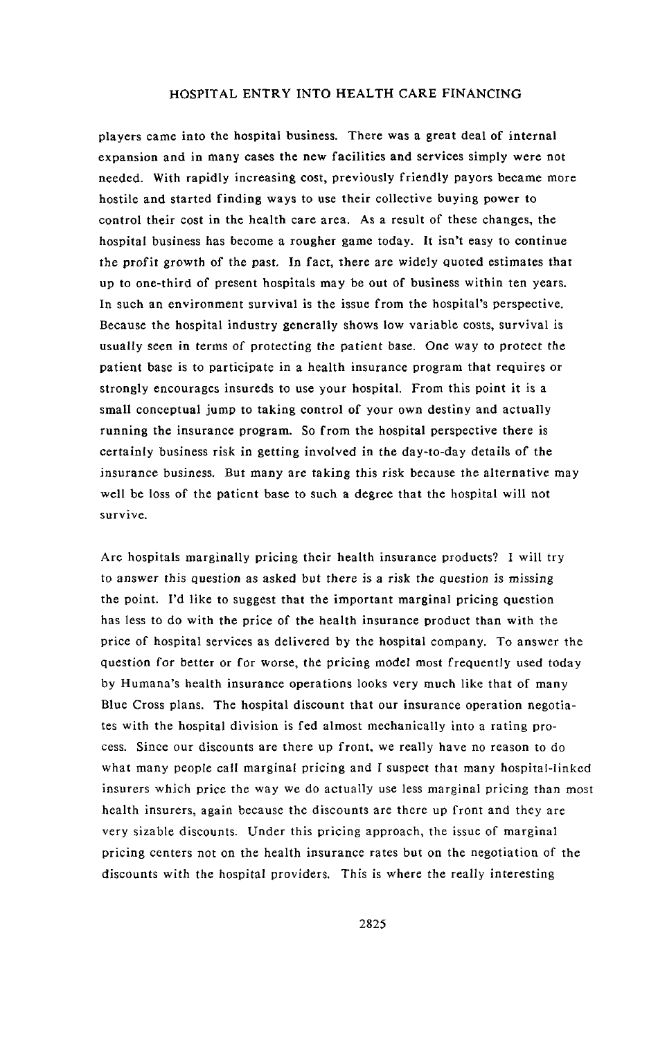players came into the hospital business. There was a great deal of internal expansion and in many cases the new facilities and services simply were not needed. With rapidly increasing cost, previously friendly payors became more hostile and started finding ways to use their collective buying power to control their cost in the health care area. As a result of these changes, the hospital business has become a rougher game today. It isn't easy to continue the profit growth of the past. In fact, there are widely quoted estimates that up to one-third of present hospitals may be out of business within ten years. In such an environment survival is the issue from the hospital's perspective. Because the hospital industry generally shows low variable costs, survival is usually seen in terms of protecting the patient base. One way to protect the patient base is to participate in a health insurance program that requires or strongly encourages insureds to use your hospital. From this point it is a small conceptual jump to taking control of your own destiny and actually running the insurance program. So from the hospital perspective there is certainly business risk in getting involved in the day-to-day details of the insurance business. But many are taking this risk because the alternative may well be loss of the patient base to such a degree that the hospital will not survive.

Are hospitals marginally pricing their health insurance products? I will try to answer this question as asked but there is a risk the question is missing the point. I'd like to suggest that the important marginal pricing question has less to do with the price of the health insurance product than with the price of hospital services as delivered by the hospital company. To answer the question for better or for worse, the pricing model most frequently used today by Humana's health insurance operations looks very much like that of many Blue Cross plans. The hospital discount that our insurance operation negotiates with the hospital division is fed almost mechanically into a rating process. Since our discounts are there up front, we really have no reason to do what many people call marginal pricing and I suspect that many hospital-linked insurers which price the way we do actually use less marginal pricing than most health insurers, again because the discounts are there up front and they are very sizable discounts. Under this pricing approach, the issue of marginal pricing centers not on the health insurance rates but on the negotiation of the discounts with the hospital providers. This is where the really interesting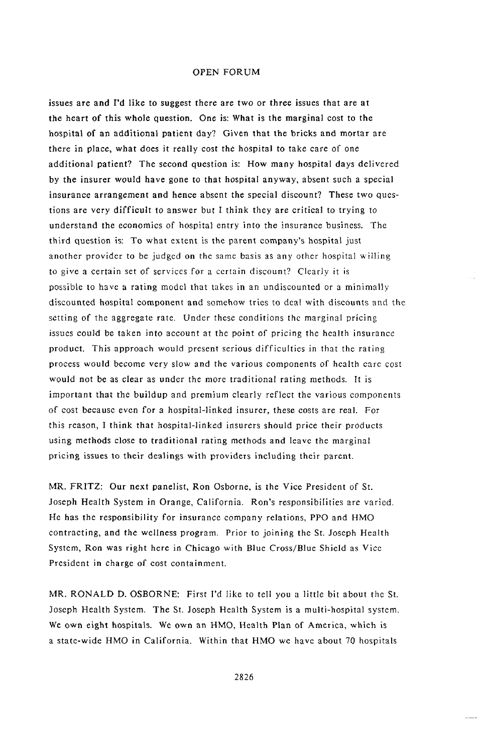issues are and I'd like to suggest there are two or three issues that are at the heart of this whole question. One is: What is the marginal cost to the hospital of an additional patient day? Given that the bricks and mortar are there in place, what does it really cost the hospital to take care of one additional patient? The second question is: How many hospital days delivered by the insurer would have gone to that hospital anyway, absent such a special insurance arrangement and hence absent the special discount? These two questions are very difficult to answer but I think they are critical to trying to understand the economics of hospital entry into the insurance business. The third question is: To what extent is the parent company's hospital just another provider to be judged on the same basis as any other hospital willing to give a certain set of services for a certain discount? Clearly it is possible to have a rating model that takes in an undiscounted or a minimally discounted hospital component and somehow tries to deal with discounts and the setting of the aggregate rate. Under these conditions the marginal pricing issues could be taken into account at the point of pricing the health insurance product. This approach would present serious difficulties in that the rating process would become very slow and the various components of health care cost would not be as clear as under the more traditional rating methods. It is important that the buildup and premium clearly reflect the various components of cost because even for a hospital-linked insurer, these costs are real. For this reason, I think that hospital-linked insurers should price their products using methods close to traditional rating methods and leave the marginal pricing issues to their dealings with providers including their parent.

MR. FRITZ: Our next panelist, Ron Osborne, is the Vice President of St. Joseph Health System in Orange, California. Ron's responsibilities are varied. He has the responsibility for insurance company relations, PPO and HMO contracting, and the wellness program. Prior to joining the St. Joseph Health System, Ron was right here in Chicago with Blue Cross/Blue Shield as Vice President in charge of cost containment.

MR. RONALD D. OSBORNE: First I'd like to tell you a little bit about the St. Joseph Health System. The St. Joseph Health System is a multi-hospital system. We own eight hospitals. We own an HMO, Health Plan of America, which is a state-wide HMO in California. Within that HMO we have about 70 hospitals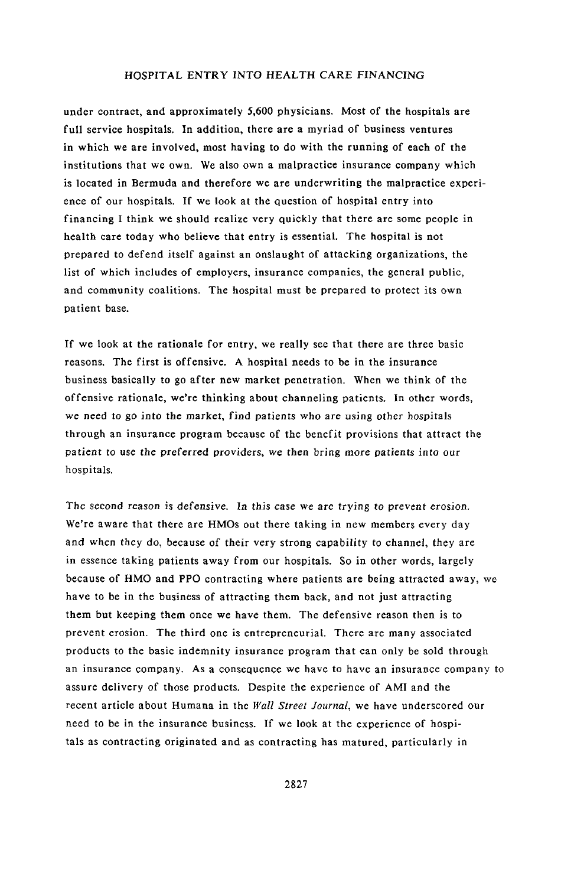under contract, and approximately 5,600 physicians. Most of the hospitals are full service hospitals. In addition, there are a myriad of business ventures in which we are involved, most having to do with the running of each of the institutions that we own. We also own a malpractice insurance company which is located in Bermuda and therefore we are underwriting the malpractice experience of our hospitals. If we look at the question of hospital entry into financing I think we should realize very quickly that there are some people in health care today who believe that entry is essential. The hospital is not prepared to defend itself against an onslaught of attacking organizations, the list of which includes of employers, insurance companies, the general public, and community coalitions. The hospital must be prepared to protect its own patient base.

If we look at the rationale for entry, we really see that there are three basic reasons. The first is offensive. A hospital needs to be in the insurance business basically to go after new market penetration. When we think of the offensive rationale, we're thinking about channeling patients. In other words, we need to go into the market, find patients who are using other hospitals through an insurance program because of the benefit provisions that attract the patient to use the preferred providers, we then bring more patients into our hospitals.

The second reason is defensive. In this case we are trying to prevent erosion. We're aware that there are HMOs out there taking in new members every day and when they do, because of their very strong capability to channel, they are in essence taking patients away from our hospitals. So in other words, largely because of HMO and PPO contracting where patients are being attracted away, we have to be in the business of attracting them back, and not just attracting them but keeping them once we have them. The defensive reason then is to prevent erosion. The third one is entrepreneurial. There are many associated products to the basic indemnity insurance program that can only be sold through an insurance company. As a consequence we have to have an insurance company to assure delivery of those products. Despite the experience of AMI and the recent article about Humana in the *Wall Street Journal*, we have underscored our need to be in the insurance business. If we look at the experience of hospitals as contracting originated and as contracting has matured, particularly in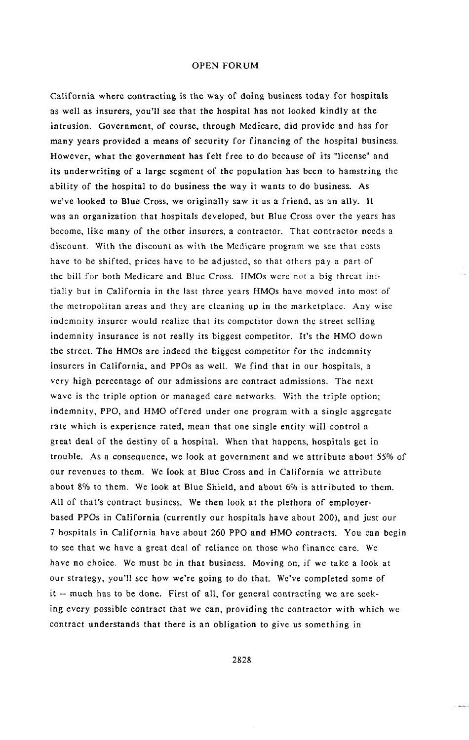California where contracting is the way of doing business today for hospitals as well as insurers, you'll see that the hospital has not looked kindly at the intrusion. Government, of course, through Medicare, did provide and has for many years provided a means of security for financing of the hospital business. However, what the government has felt free to do because of its "license" and its underwriting of a large segment of the population has been to hamstring the ability of the hospital to do business the way it wants to do business. As we've looked to Blue Cross, we originally saw it as a friend, as an ally. It was an organization that hospitals developed, but Blue Cross over the years has become, like many of the other insurers, a contractor. That contractor needs a discount. With the discount as with the Medicare program we see that costs have to be shifted, prices have to be adjusted, so that others pay a part of the bill for both Medicare and Blue Cross. HMOs were not a big threat initially but in California in the last three years HMOs have moved into most of the metropolitan areas and they are cleaning up in the marketplace. Any wise indemnity insurer would realize that its competitor down the street selling indemnity insurance is not really its biggest competitor. It's the HMO down the street. The HMOs are indeed the biggest competitor for the indemnity insurers in California, and PPOs as well. We find that in our hospitals, a very high percentage of our admissions are contract admissions. The next wave is the triple option or managed care networks. With the triple option; indemnity, PPO, and HMO offered under one program with a single aggregate rate which is experience rated, mean that one single entity will control a great deal of the destiny of a hospital. When that happens, hospitals get in trouble. As a consequence, we look at government and we attribute about 55% of our revenues to them. We look at Blue Cross and in California we attribute about 8% to them. We look at Blue Shield, and about 6% is attributed to them. All of that's contract business. We then look at the plethora of employer-based PPOs in California (currently our hospitals have about 200), and just our 7 hospitals in California have about 260 PPO and HMO contracts. You can begin to see that we have a great deal of reliance on those who finance care. We have no choice. We must be in that business. Moving on, if we take a look at our strategy, you'll see how we're going to do that. We've completed some of it -- much has to be done. First of all, for general contracting we are seeking every possible contract that we can, providing the contractor with which we contract understands that there is an obligation to give us something in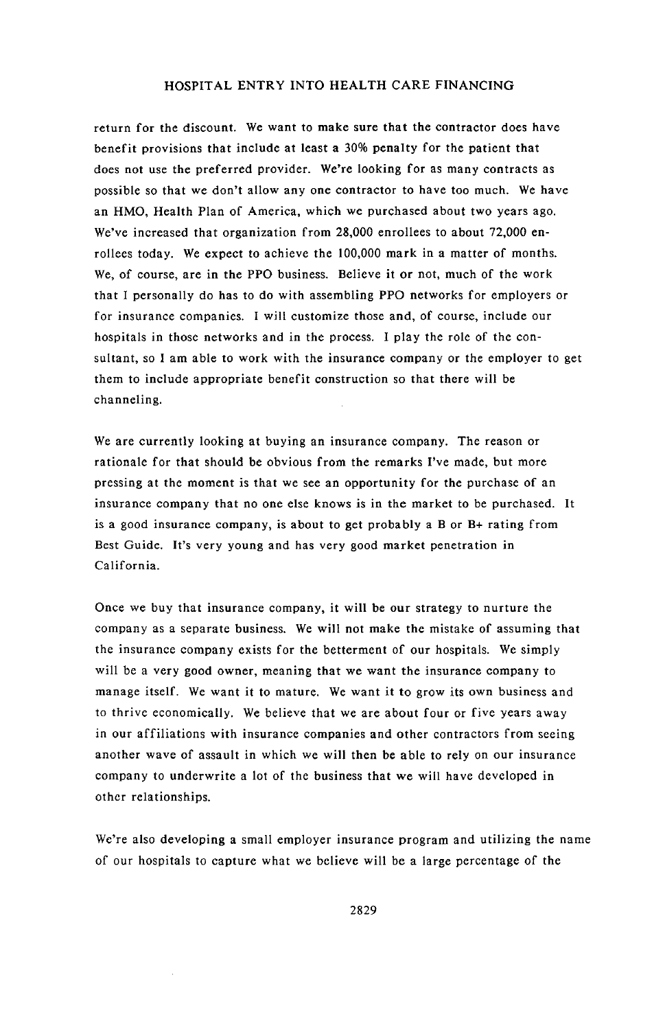return for the discount. We want to make sure that the contractor does have benefit provisions that include at least a 30% penalty for the patient that does not use the preferred provider. We're looking for as many contracts as possible so that we don't allow any one contractor to have too much. We have an HMO, Health Plan of America, which we purchased about two years ago. We've increased that organization from 28,000 enrollees to about 72,000 enrollees today. We expect to achieve the 100,000 mark in a matter of months. We, of course, are in the PPO business. Believe it or not, much of the work that I personally do has to do with assembling PPO networks for employers or for insurance companies. I will customize those and, of course, include our hospitals in those networks and in the process. I play the role of the consultant, so I am able to work with the insurance company or the employer to get them to include appropriate benefit construction so that there will be channeling.

We are currently looking at buying an insurance company. The reason or rationale for that should be obvious from the remarks I've made, but more pressing at the moment is that we see an opportunity for the purchase of an insurance company that no one else knows is in the market to be purchased. It is a good insurance company, is about to get probably a B or B+ rating from Best Guide. It's very young and has very good market penetration in California.

Once we buy that insurance company, it will be our strategy to nurture the company as a separate business. We will not make the mistake of assuming that the insurance company exists for the betterment of our hospitals. We simply will be a very good owner, meaning that we want the insurance company to manage itself. We want it to mature. We want it to grow its own business and to thrive economically. We believe that we are about four or five years away in our affiliations with insurance companies and other contractors from seeing another wave of assault in which we will then be able to rely on our insurance company to underwrite a lot of the business that we will have developed in other relationships.

We're also developing a small employer insurance program and utilizing the name of our hospitals to capture what we believe will be a large percentage of the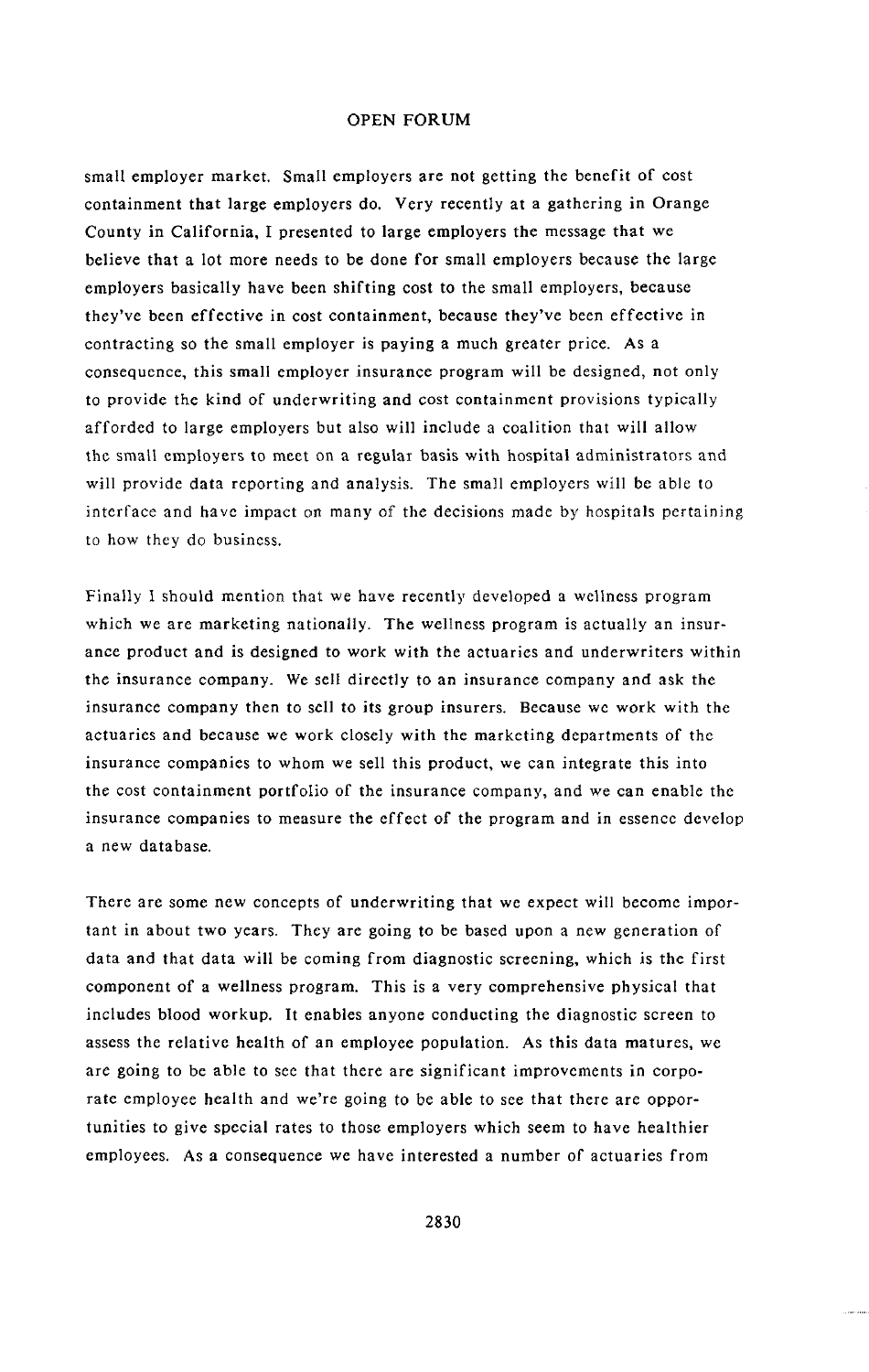small employer market. Small employers are not getting the benefit of cost containment that large employers do. Very recently at a gathering in Orange County in California, I presented to large employers the message that we believe that a lot more needs to be done for small employers because the large employers basically have been shifting cost to the small employers, because they've been effective in cost containment, because they've been effective in contracting so the small employer is paying a much greater price. As a consequence, this small employer insurance program will be designed, not only to provide the kind of underwriting and cost containment provisions typically afforded to large employers but also will include a coalition that will allow the small employers to meet on a regular basis with hospital administrators and will provide data reporting and analysis. The small employers will be able to interface and have impact on many of the decisions made by hospitals pertaining to how they do business.

Finally I should mention that we have recently developed a wellness program which we are marketing nationally. The wellness program is actually an insurance product and is designed to work with the actuaries and underwriters within the insurance company. We sell directly to an insurance company and ask the insurance company then to sell to its group insurers. Because we work with the actuaries and because we work closely with the marketing departments of the insurance companies to whom we sell this product, we can integrate this into the cost containment portfolio of the insurance company, and we can enable the insurance companies to measure the effect of the program and in essence develop a new database.

There are some new concepts of underwriting that we expect will become important in about two years. They are going to be based upon a new generation of data and that data will be coming from diagnostic screening, which is the first component of a wellness program. This is a very comprehensive physical that includes blood workup. It enables anyone conducting the diagnostic screen to assess the relative health of an employee population. As this data matures, we are going to be able to see that there are significant improvements in corporate employee health and we're going to be able to see that there are opportunities to give special rates to those employers which seem to have healthier employees. As a consequence we have interested a number of actuaries from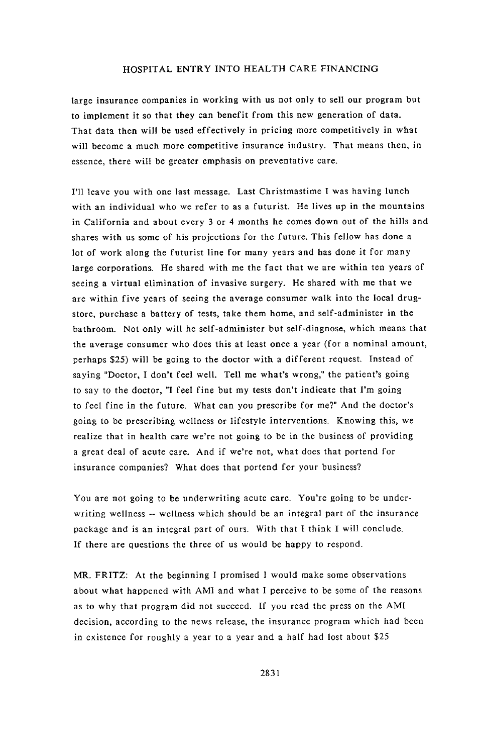large insurance companies in working with us not only to sell our program but to implement it so that they can benefit from this new generation of data. That data then will be used effectively in pricing more competitively in what will become a much more competitive insurance industry. That means then, in essence, there will be greater emphasis on preventative care.

I'll leave you with one last message. Last Christmastime I was having lunch with an individual who we refer to as a futurist. He lives up in the mountains in California and about every 3 or 4 months he comes down out of the hills and shares with us some of his projections for the future. This fellow has done a lot of work along the futurist line for many years and has done it for many large corporations. He shared with me the fact that we are within ten years of seeing a virtual elimination of invasive surgery. He shared with me that we are within five years of seeing the average consumer walk into the local drugstore, purchase a battery of tests, take them home, and self-administer in the bathroom. Not only will he self-administer but self-diagnose, which means that the average consumer who does this at least once a year (for a nominal amount, perhaps $25) will be going to the doctor with a different request. Instead of saying "Doctor, I don't feel well. Tell me what's wrong," the patient's going to say to the doctor, "I feel fine but my tests don't indicate that I'm going to feel fine in the future. What can you prescribe for me?" And the doctor's going to be prescribing wellness or lifestyle interventions. Knowing this, we realize that in health care we're not going to be in the business of providing a great deal of acute care. And if we're not, what does that portend for insurance companies? What does that portend for your business?

You are not going to be underwriting acute care. You're going to be underwriting wellness -- wellness which should be an integral part of the insurance package and is an integral part of ours. With that I think I will conclude. If there are questions the three of us would be happy to respond.

MR. FRITZ: At the beginning I promised I would make some observations about what happened with AMI and what I perceive to be some of the reasons as to why that program did not succeed. If you read the press on the AMI decision, according to the news release, the insurance program which had been in existence for roughly a year to a year and a half had lost about $25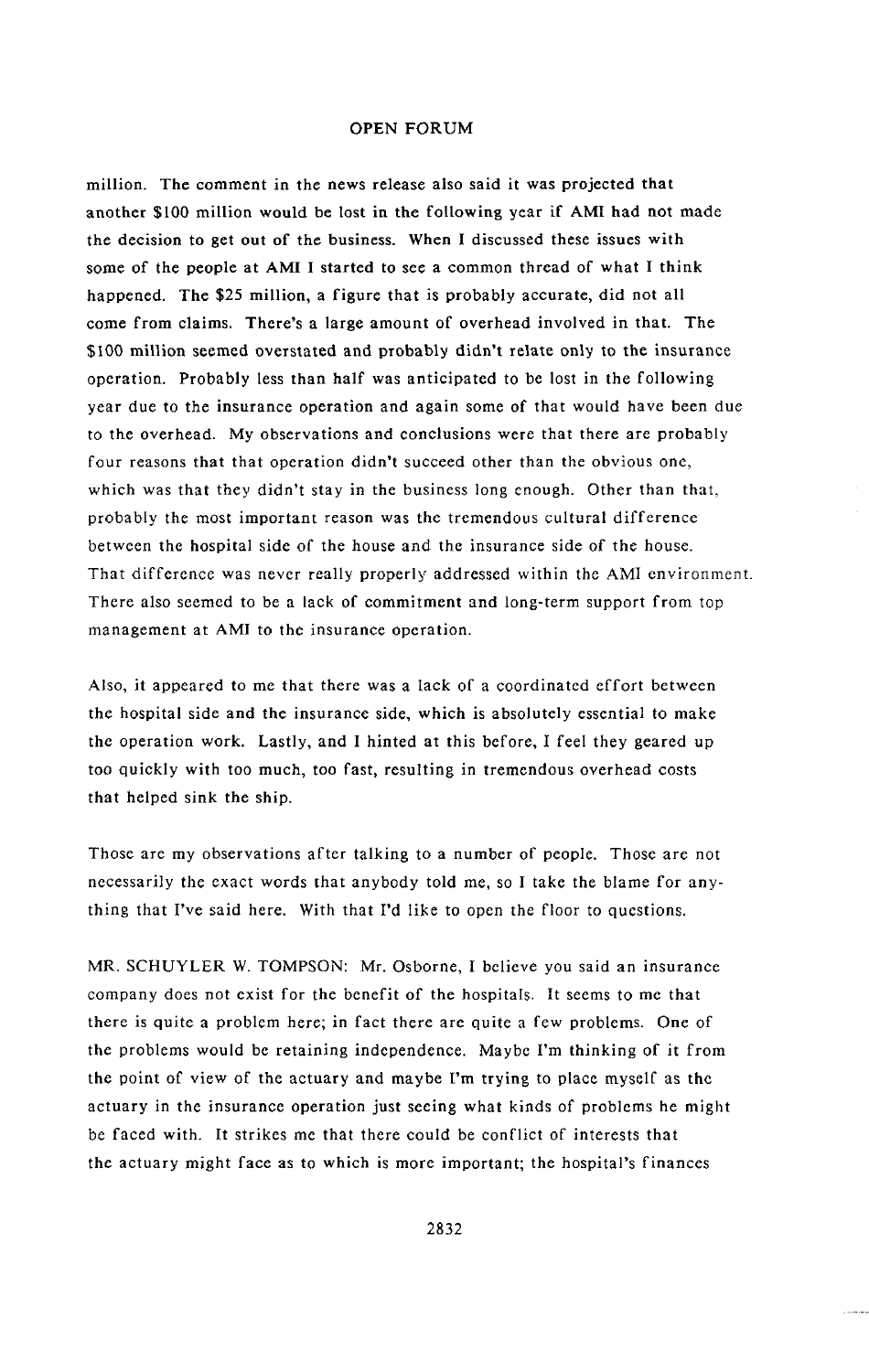million. The comment in the news release also said it was projected that another $100 million would be lost in the following year if AMI had not made the decision to get out of the business. When I discussed these issues with some of the people at AMI I started to see a common thread of what I think happened. The $25 million, a figure that is probably accurate, did not all come from claims. There's a large amount of overhead involved in that. The $100 million seemed overstated and probably didn't relate only to the insurance operation. Probably less than half was anticipated to be lost in the following year due to the insurance operation and again some of that would have been due to the overhead. My observations and conclusions were that there are probably four reasons that that operation didn't succeed other than the obvious one, which was that they didn't stay in the business long enough. Other than that, probably the most important reason was the tremendous cultural difference between the hospital side of the house and the insurance side of the house. That difference was never really properly addressed within the AMI environment. There also seemed to be a lack of commitment and long-term support from top management at AMI to the insurance operation.

Also, it appeared to me that there was a lack of a coordinated effort between the hospital side and the insurance side, which is absolutely essential to make the operation work. Lastly, and I hinted at this before, I feel they geared up too quickly with too much, too fast, resulting in tremendous overhead costs that helped sink the ship.

Those are my observations after talking to a number of people. Those are not necessarily the exact words that anybody told me, so I take the blame for anything that I've said here. With that I'd like to open the floor to questions.

MR. SCHUYLER W. TOMPSON: Mr. Osborne, I believe you said an insurance company does not exist for the benefit of the hospitals. It seems to me that there is quite a problem here; in fact there are quite a few problems. One of the problems would be retaining independence. Maybe I'm thinking of it from the point of view of the actuary and maybe I'm trying to place myself as the actuary in the insurance operation just seeing what kinds of problems he might be faced with. It strikes me that there could be conflict of interests that the actuary might face as to which is more important; the hospital's finances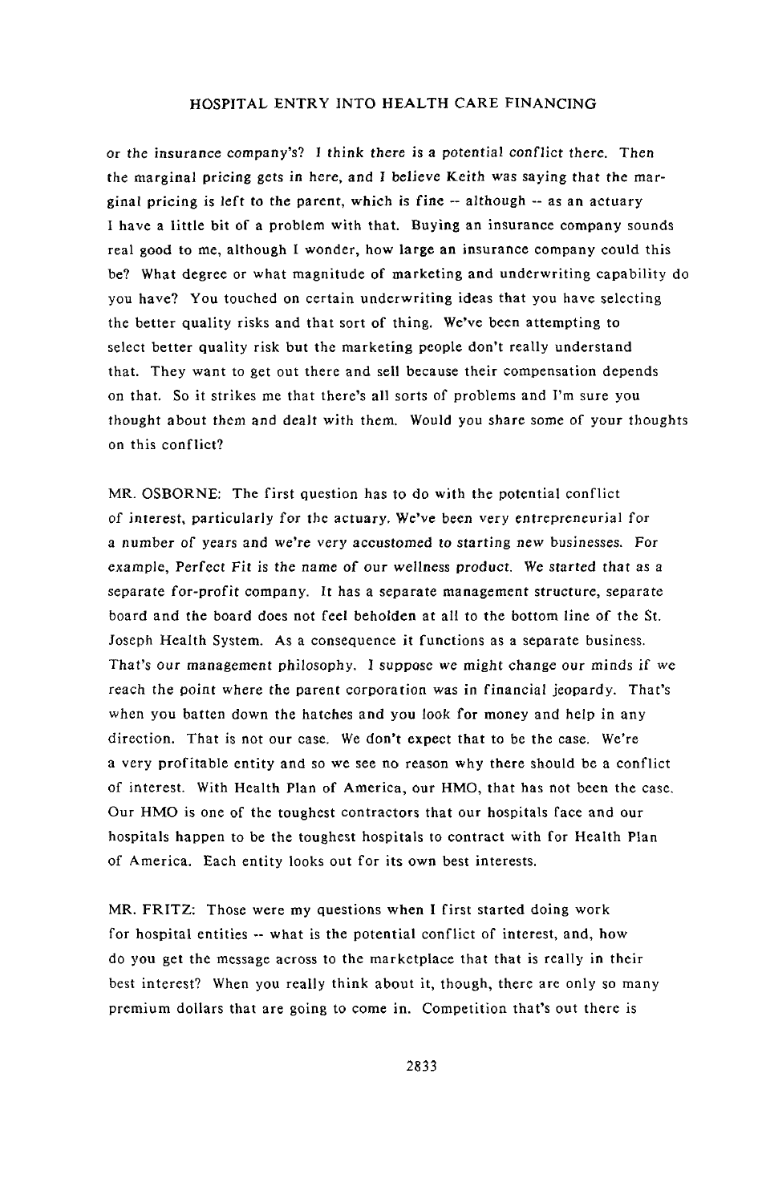or the insurance company's? I think there is a potential conflict there. Then the marginal pricing gets in here, and I believe Keith was saying that the marginal pricing is left to the parent, which is fine -- although -- as an actuary I have a little bit of a problem with that. Buying an insurance company sounds real good to me, although I wonder, how large an insurance company could this be? What degree or what magnitude of marketing and underwriting capability do you have? You touched on certain underwriting ideas that you have selecting the better quality risks and that sort of thing. We've been attempting to select better quality risk but the marketing people don't really understand that. They want to get out there and sell because their compensation depends on that. So it strikes me that there's all sorts of problems and I'm sure you thought about them and dealt with them. Would you share some of your thoughts on this conflict?

MR. OSBORNE: The first question has to do with the potential conflict of interest, particularly for the actuary. We've been very entrepreneurial for a number of years and we're very accustomed to starting new businesses. For example, Perfect Fit is the name of our wellness product. We started that as a separate for-profit company. It has a separate management structure, separate board and the board does not feel beholden at all to the bottom line of the St. Joseph Health System. As a consequence it functions as a separate business. That's our management philosophy. I suppose we might change our minds if we reach the point where the parent corporation was in financial jeopardy. That's when you batten down the hatches and you look for money and help in any direction. That is not our case. We don't expect that to be the case. We're a very profitable entity and so we see no reason why there should be a conflict of interest. With Health Plan of America, our HMO, that has not been the case. Our HMO is one of the toughest contractors that our hospitals face and our hospitals happen to be the toughest hospitals to contract with for Health Plan of America. Each entity looks out for its own best interests.

MR. FRITZ: Those were my questions when I first started doing work for hospital entities -- what is the potential conflict of interest, and, how do you get the message across to the marketplace that that is really in their best interest? When you really think about it, though, there are only so many premium dollars that are going to come in. Competition that's out there is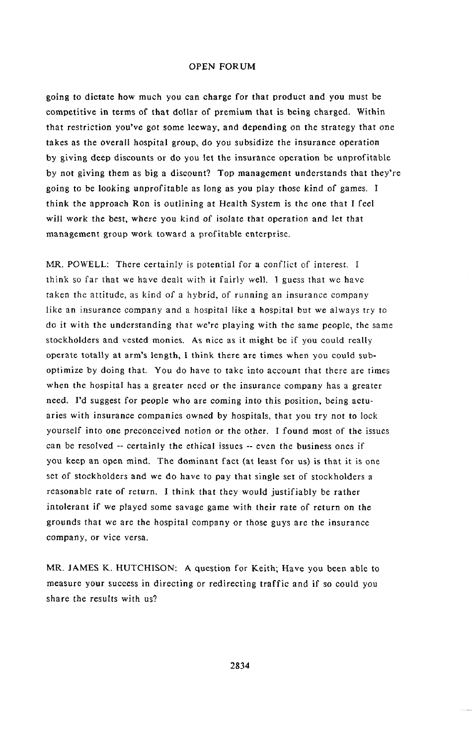going to dictate how much you can charge for that product and you must be competitive in terms of that dollar of premium that is being charged. Within that restriction you've got some leeway, and depending on the strategy that one takes as the overall hospital group, do you subsidize the insurance operation by giving deep discounts or do you let the insurance operation be unprofitable by not giving them as big a discount? Top management understands that they're going to be looking unprofitable as long as you play those kind of games. I think the approach Ron is outlining at Health System is the one that I feel will work the best, where you kind of isolate that operation and let that management group work toward a profitable enterprise.

MR. POWELL: There certainly is potential for a conflict of interest. I think so far that we have dealt with it fairly well. I guess that we have taken the attitude, as kind of a hybrid, of running an insurance company like an insurance company and a hospital like a hospital but we always try to do it with the understanding that we're playing with the same people, the same stockholders and vested monies. As nice as it might be if you could really operate totally at arm's length, I think there are times when you could sub-optimize by doing that. You do have to take into account that there are times when the hospital has a greater need or the insurance company has a greater need. I'd suggest for people who are coming into this position, being actuaries with insurance companies owned by hospitals, that you try not to lock yourself into one preconceived notion or the other. I found most of the issues can be resolved -- certainly the ethical issues -- even the business ones if you keep an open mind. The dominant fact (at least for us) is that it is one set of stockholders and we do have to pay that single set of stockholders a reasonable rate of return. I think that they would justifiably be rather intolerant if we played some savage game with their rate of return on the grounds that we are the hospital company or those guys are the insurance company, or vice versa.

MR. JAMES K. HUTCHISON: A question for Keith; Have you been able to measure your success in directing or redirecting traffic and if so could you share the results with us?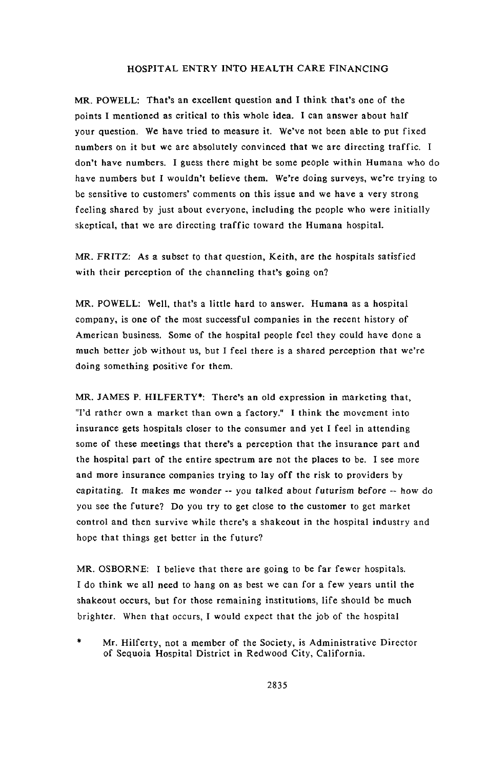MR. POWELL: That's an excellent question and I think that's one of the points I mentioned as critical to this whole idea. I can answer about half your question. We have tried to measure it. We've not been able to put fixed numbers on it but we are absolutely convinced that we are directing traffic. I don't have numbers. I guess there might be some people within Humana who do have numbers but I wouldn't believe them. We're doing surveys, we're trying to be sensitive to customers' comments on this issue and we have a very strong feeling shared by just about everyone, including the people who were initially skeptical, that we are directing traffic toward the Humana hospital.

MR. FRITZ: As a subset to that question, Keith, are the hospitals satisfied with their perception of the channeling that's going on?

MR. POWELL: Well, that's a little hard to answer. Humana as a hospital company, is one of the most successful companies in the recent history of American business. Some of the hospital people feel they could have done a much better job without us, but I feel there is a shared perception that we're doing something positive for them.

MR. JAMES P. HILFERTY*: There's an old expression in marketing that, "I'd rather own a market than own a factory." I think the movement into insurance gets hospitals closer to the consumer and yet I feel in attending some of these meetings that there's a perception that the insurance part and the hospital part of the entire spectrum are not the places to be. I see more and more insurance companies trying to lay off the risk to providers by capitating. It makes me wonder -- you talked about futurism before -- how do you see the future? Do you try to get close to the customer to get market control and then survive while there's a shakeout in the hospital industry and hope that things get better in the future?

MR. OSBORNE: I believe that there are going to be far fewer hospitals. I do think we all need to hang on as best we can for a few years until the shakeout occurs, but for those remaining institutions, life should be much brighter. When that occurs, I would expect that the job of the hospital

\* Mr. Hilferty, not a member of the Society, is Administrative Director of Sequoia Hospital District in Redwood City, California.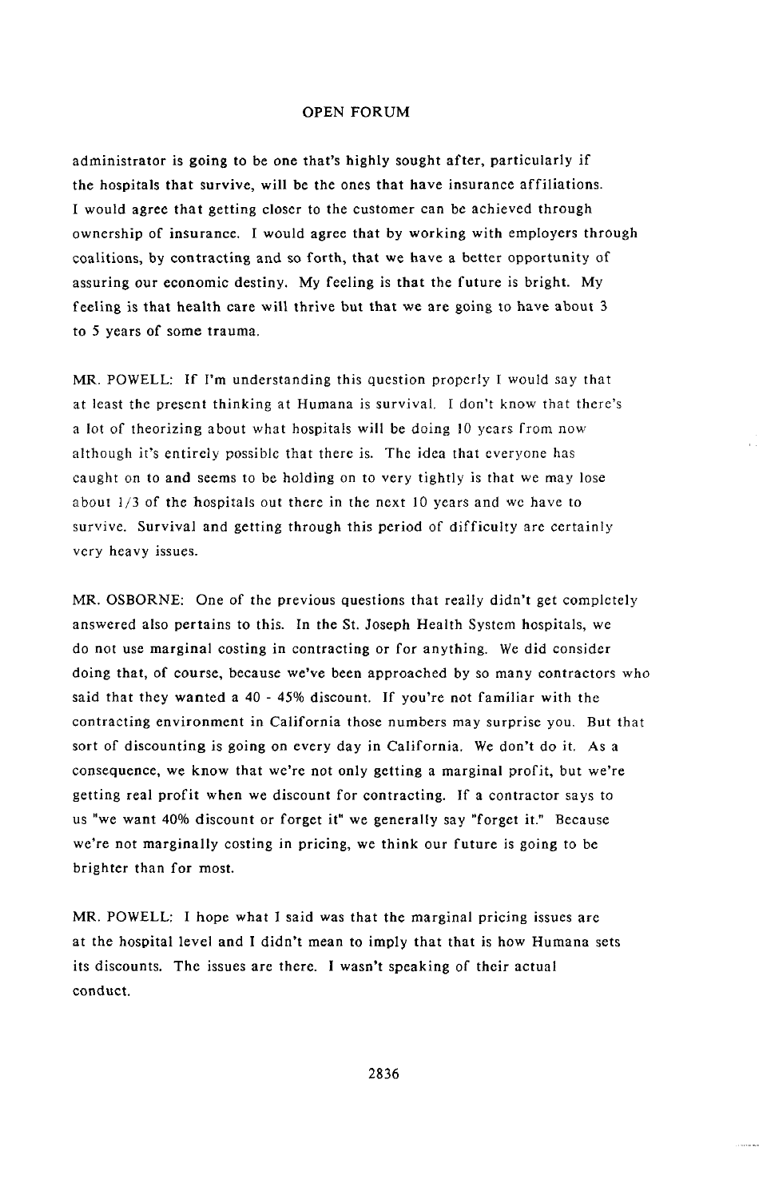administrator is going to be one that's highly sought after, particularly if the hospitals that survive, will be the ones that have insurance affiliations. I would agree that getting closer to the customer can be achieved through ownership of insurance. I would agree that by working with employers through coalitions, by contracting and so forth, that we have a better opportunity of assuring our economic destiny. My feeling is that the future is bright. My feeling is that health care will thrive but that we are going to have about 3 to 5 years of some trauma.

MR. POWELL: If I'm understanding this question properly I would say that at least the present thinking at Humana is survival. I don't know that there's a lot of theorizing about what hospitals will be doing 10 years from now although it's entirely possible that there is. The idea that everyone has caught on to and seems to be holding on to very tightly is that we may lose about 1/3 of the hospitals out there in the next 10 years and we have to survive. Survival and getting through this period of difficulty are certainly very heavy issues.

MR. OSBORNE: One of the previous questions that really didn't get completely answered also pertains to this. In the St. Joseph Health System hospitals, we do not use marginal costing in contracting or for anything. We did consider doing that, of course, because we've been approached by so many contractors who said that they wanted a 40 - 45% discount. If you're not familiar with the contracting environment in California those numbers may surprise you. But that sort of discounting is going on every day in California. We don't do it. As a consequence, we know that we're not only getting a marginal profit, but we're getting real profit when we discount for contracting. If a contractor says to us "we want 40% discount or forget it" we generally say "forget it." Because we're not marginally costing in pricing, we think our future is going to be brighter than for most.

MR. POWELL: I hope what I said was that the marginal pricing issues are at the hospital level and I didn't mean to imply that that is how Humana sets its discounts. The issues are there. I wasn't speaking of their actual conduct.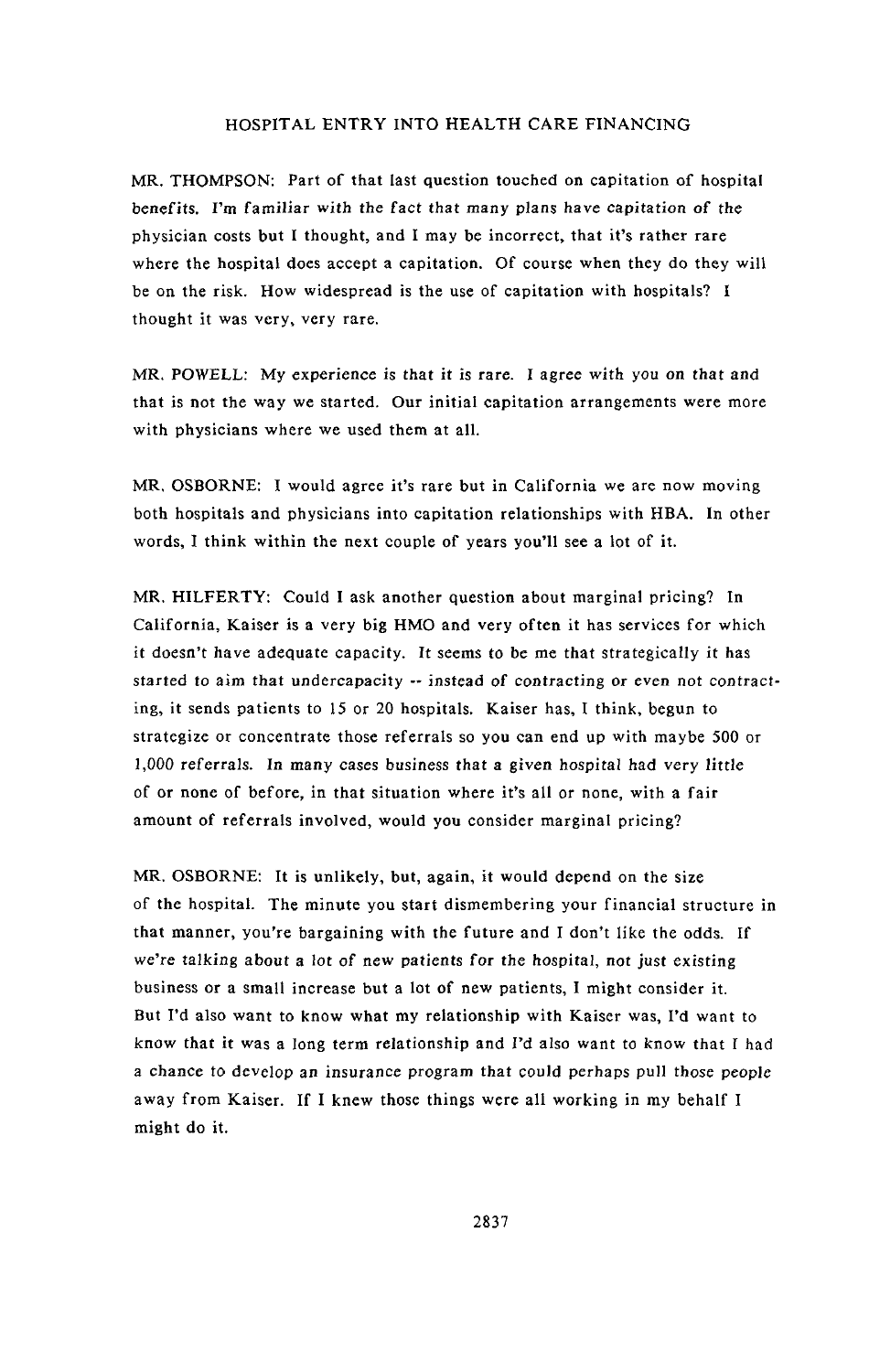HOSPITAL ENTRY INTO HEALTH CARE FINANCING

MR. THOMPSON: Part of that last question touched on capitation of hospital benefits. I'm familiar with the fact that many plans have capitation of the physician costs but I thought, and I may be incorrect, that it's rather rare where the hospital does accept a capitation. Of course when they do they will be on the risk. How widespread is the use of capitation with hospitals? I thought it was very, very rare.

MR. POWELL: My experience is that it is rare. I agree with you on that and that is not the way we started. Our initial capitation arrangements were more with physicians where we used them at all.

MR. OSBORNE: I would agree it's rare but in California we are now moving both hospitals and physicians into capitation relationships with HBA. In other words, I think within the next couple of years you'll see a lot of it.

MR. HILFERTY: Could I ask another question about marginal pricing? In California, Kaiser is a very big HMO and very often it has services for which it doesn't have adequate capacity. It seems to be me that strategically it has started to aim that undercapacity -- instead of contracting or even not contracting, it sends patients to 15 or 20 hospitals. Kaiser has, I think, begun to strategize or concentrate those referrals so you can end up with maybe 500 or 1,000 referrals. In many cases business that a given hospital had very little of or none of before, in that situation where it's all or none, with a fair amount of referrals involved, would you consider marginal pricing?

MR. OSBORNE: It is unlikely, but, again, it would depend on the size of the hospital. The minute you start dismembering your financial structure in that manner, you're bargaining with the future and I don't like the odds. If we're talking about a lot of new patients for the hospital, not just existing business or a small increase but a lot of new patients, I might consider it. But I'd also want to know what my relationship with Kaiser was, I'd want to know that it was a long term relationship and I'd also want to know that I had a chance to develop an insurance program that could perhaps pull those people away from Kaiser. If I knew those things were all working in my behalf I might do it.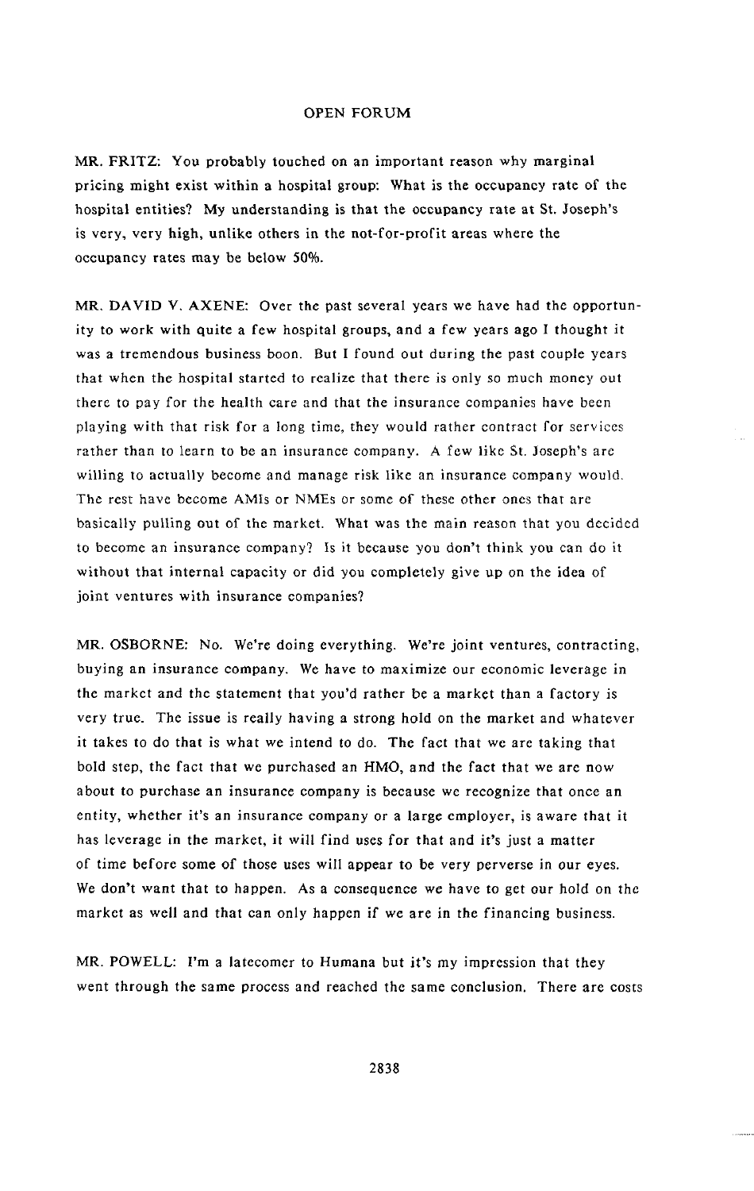## OPEN FORUM

MR. FRITZ: You probably touched on an important reason why marginal pricing might exist within a hospital group: What is the occupancy rate of the hospital entities? My understanding is that the occupancy rate at St. Joseph's is very, very high, unlike others in the not-for-profit areas where the occupancy rates may be below 50%.

MR. DAVID V. AXENE: Over the past several years we have had the opportunity to work with quite a few hospital groups, and a few years ago I thought it was a tremendous business boon. But I found out during the past couple years that when the hospital started to realize that there is only so much money out there to pay for the health care and that the insurance companies have been playing with that risk for a long time, they would rather contract for services rather than to learn to be an insurance company. A few like St. Joseph's are willing to actually become and manage risk like an insurance company would. The rest have become AMIs or NMEs or some of these other ones that are basically pulling out of the market. What was the main reason that you decided to become an insurance company? Is it because you don't think you can do it without that internal capacity or did you completely give up on the idea of joint ventures with insurance companies?

MR. OSBORNE: No. We're doing everything. We're joint ventures, contracting, buying an insurance company. We have to maximize our economic leverage in the market and the statement that you'd rather be a market than a factory is very true. The issue is really having a strong hold on the market and whatever it takes to do that is what we intend to do. The fact that we are taking that bold step, the fact that we purchased an HMO, and the fact that we are now about to purchase an insurance company is because we recognize that once an entity, whether it's an insurance company or a large employer, is aware that it has leverage in the market, it will find uses for that and it's just a matter of time before some of those uses will appear to be very perverse in our eyes. We don't want that to happen. As a consequence we have to get our hold on the market as well and that can only happen if we are in the financing business.

MR. POWELL: I'm a latecomer to Humana but it's my impression that they went through the same process and reached the same conclusion. There are costs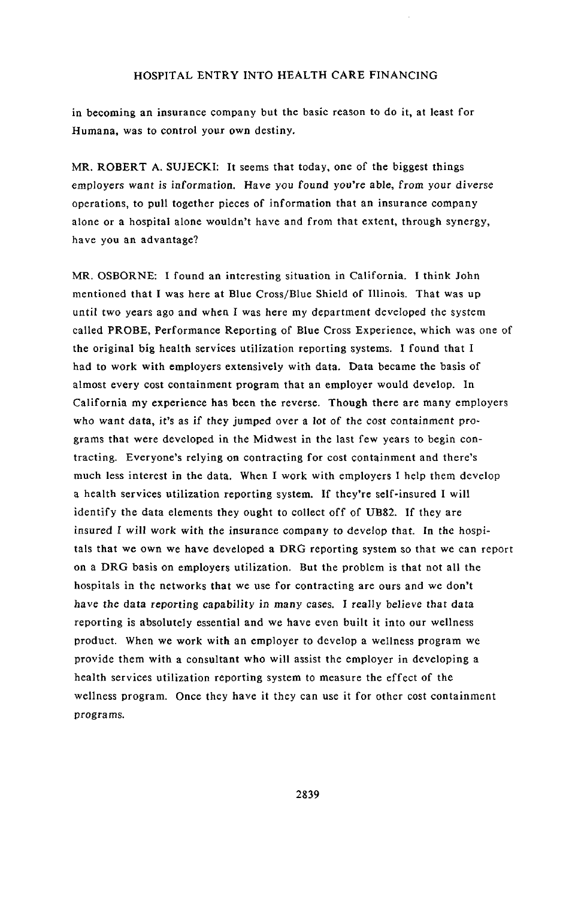in becoming an insurance company but the basic reason to do it, at least for Humana, was to control your own destiny.

MR. ROBERT A. SUJECKI: It seems that today, one of the biggest things employers want is information. Have you found you're able, from your diverse operations, to pull together pieces of information that an insurance company alone or a hospital alone wouldn't have and from that extent, through synergy, have you an advantage?

MR. OSBORNE: I found an interesting situation in California. I think John mentioned that I was here at Blue Cross/Blue Shield of Illinois. That was up until two years ago and when I was here my department developed the system called PROBE, Performance Reporting of Blue Cross Experience, which was one of the original big health services utilization reporting systems. I found that I had to work with employers extensively with data. Data became the basis of almost every cost containment program that an employer would develop. In California my experience has been the reverse. Though there are many employers who want data, it's as if they jumped over a lot of the cost containment programs that were developed in the Midwest in the last few years to begin contracting. Everyone's relying on contracting for cost containment and there's much less interest in the data. When I work with employers I help them develop a health services utilization reporting system. If they're self-insured I will identify the data elements they ought to collect off of UB82. If they are insured I will work with the insurance company to develop that. In the hospitals that we own we have developed a DRG reporting system so that we can report on a DRG basis on employers utilization. But the problem is that not all the hospitals in the networks that we use for contracting are ours and we don't have the data reporting capability in many cases. I really believe that data reporting is absolutely essential and we have even built it into our wellness product. When we work with an employer to develop a wellness program we provide them with a consultant who will assist the employer in developing a health services utilization reporting system to measure the effect of the wellness program. Once they have it they can use it for other cost containment programs.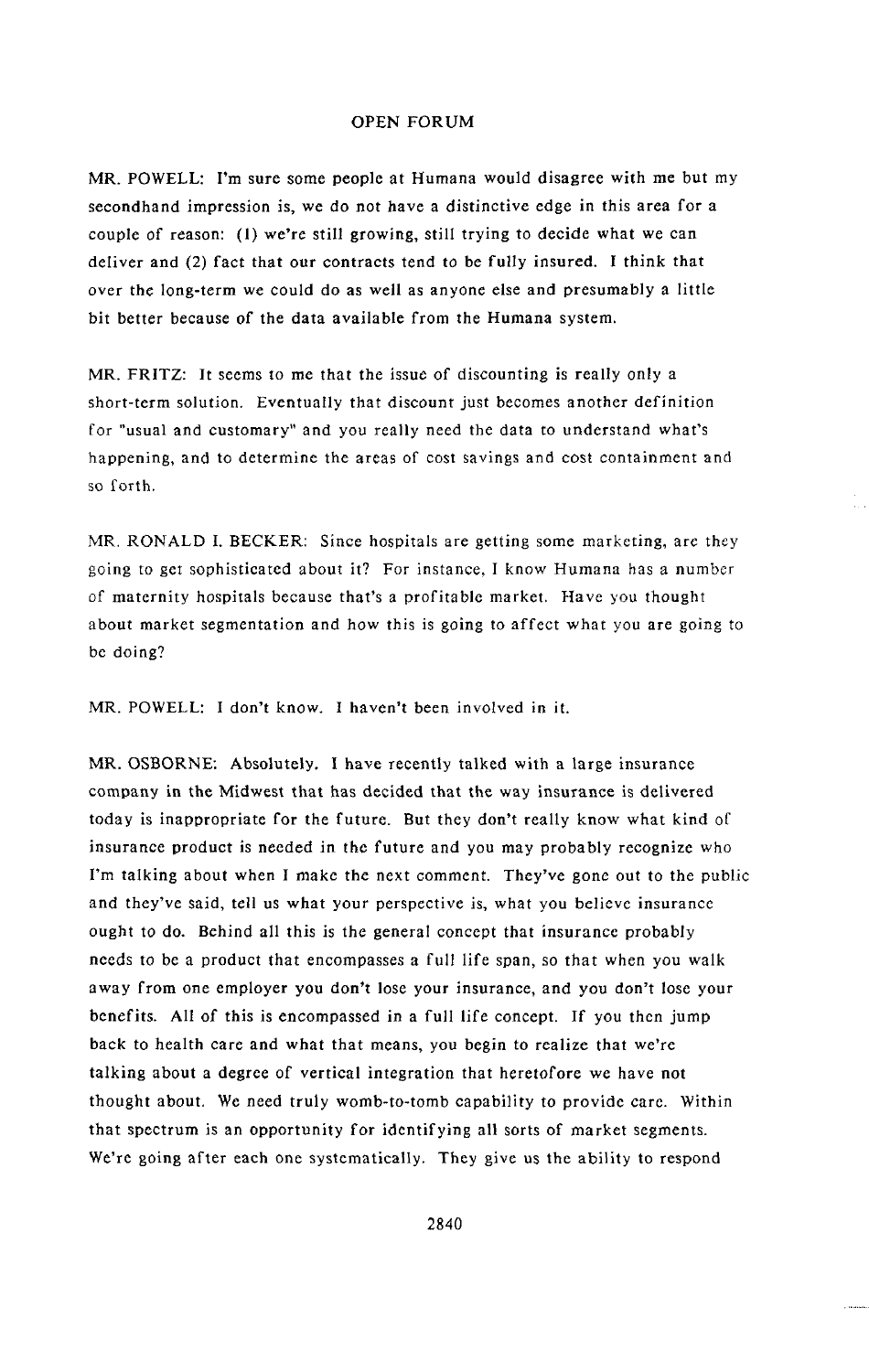OPEN FORUM

MR. POWELL: I'm sure some people at Humana would disagree with me but my secondhand impression is, we do not have a distinctive edge in this area for a couple of reason: (1) we're still growing, still trying to decide what we can deliver and (2) fact that our contracts tend to be fully insured. I think that over the long-term we could do as well as anyone else and presumably a little bit better because of the data available from the Humana system.

MR. FRITZ: It seems to me that the issue of discounting is really only a short-term solution. Eventually that discount just becomes another definition for "usual and customary" and you really need the data to understand what's happening, and to determine the areas of cost savings and cost containment and so forth.

MR. RONALD I. BECKER: Since hospitals are getting some marketing, are they going to get sophisticated about it? For instance, I know Humana has a number of maternity hospitals because that's a profitable market. Have you thought about market segmentation and how this is going to affect what you are going to be doing?

MR. POWELL: I don't know. I haven't been involved in it.

MR. OSBORNE: Absolutely. I have recently talked with a large insurance company in the Midwest that has decided that the way insurance is delivered today is inappropriate for the future. But they don't really know what kind of insurance product is needed in the future and you may probably recognize who I'm talking about when I make the next comment. They've gone out to the public and they've said, tell us what your perspective is, what you believe insurance ought to do. Behind all this is the general concept that insurance probably needs to be a product that encompasses a full life span, so that when you walk away from one employer you don't lose your insurance, and you don't lose your benefits. All of this is encompassed in a full life concept. If you then jump back to health care and what that means, you begin to realize that we're talking about a degree of vertical integration that heretofore we have not thought about. We need truly womb-to-tomb capability to provide care. Within that spectrum is an opportunity for identifying all sorts of market segments. We're going after each one systematically. They give us the ability to respond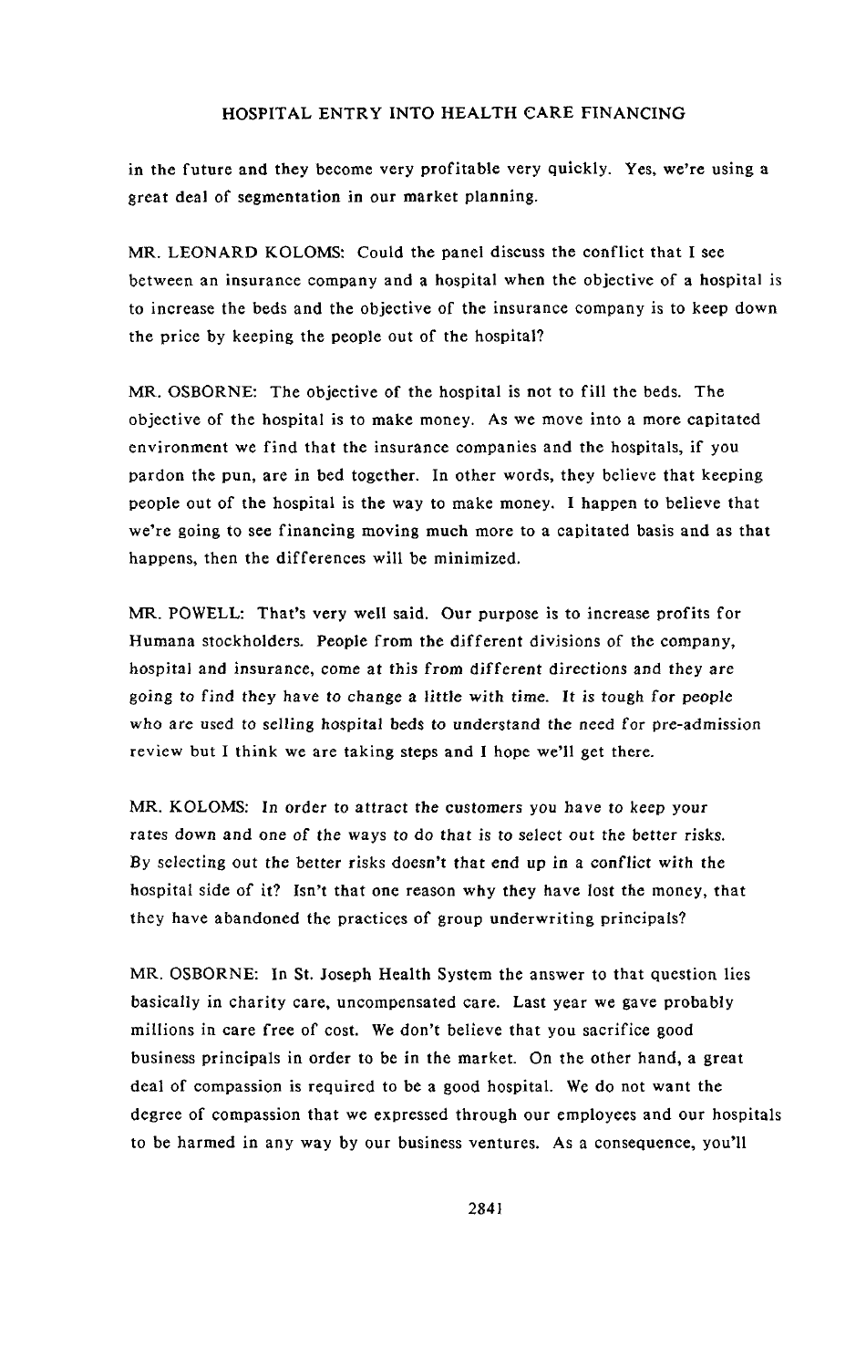in the future and they become very profitable very quickly. Yes, we're using a great deal of segmentation in our market planning.

MR. LEONARD KOLOMS: Could the panel discuss the conflict that I see between an insurance company and a hospital when the objective of a hospital is to increase the beds and the objective of the insurance company is to keep down the price by keeping the people out of the hospital?

MR. OSBORNE: The objective of the hospital is not to fill the beds. The objective of the hospital is to make money. As we move into a more capitated environment we find that the insurance companies and the hospitals, if you pardon the pun, are in bed together. In other words, they believe that keeping people out of the hospital is the way to make money. I happen to believe that we're going to see financing moving much more to a capitated basis and as that happens, then the differences will be minimized.

MR. POWELL: That's very well said. Our purpose is to increase profits for Humana stockholders. People from the different divisions of the company, hospital and insurance, come at this from different directions and they are going to find they have to change a little with time. It is tough for people who are used to selling hospital beds to understand the need for pre-admission review but I think we are taking steps and I hope we'll get there.

MR. KOLOMS: In order to attract the customers you have to keep your rates down and one of the ways to do that is to select out the better risks. By selecting out the better risks doesn't that end up in a conflict with the hospital side of it? Isn't that one reason why they have lost the money, that they have abandoned the practices of group underwriting principals?

MR. OSBORNE: In St. Joseph Health System the answer to that question lies basically in charity care, uncompensated care. Last year we gave probably millions in care free of cost. We don't believe that you sacrifice good business principals in order to be in the market. On the other hand, a great deal of compassion is required to be a good hospital. We do not want the degree of compassion that we expressed through our employees and our hospitals to be harmed in any way by our business ventures. As a consequence, you'll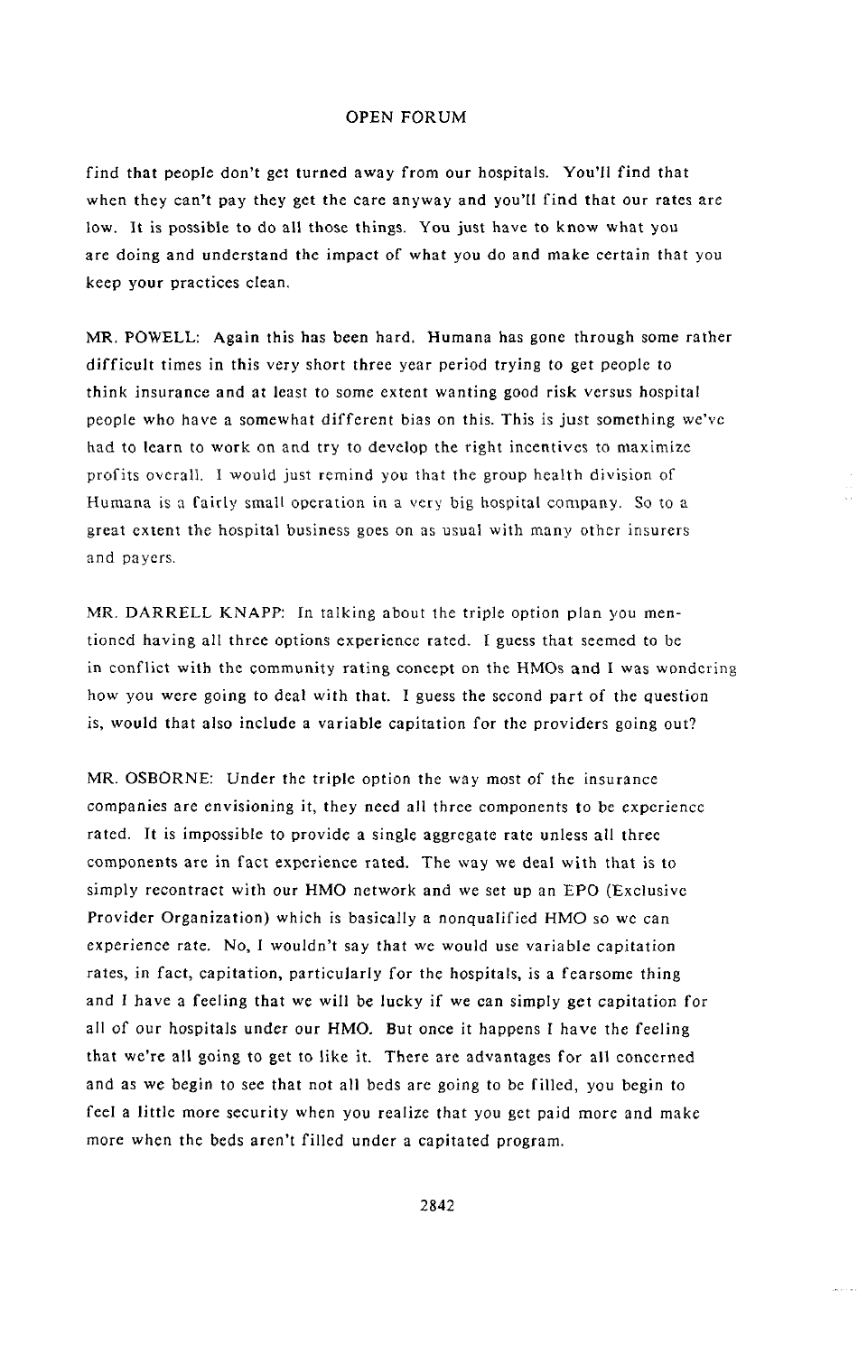find that people don't get turned away from our hospitals. You'll find that when they can't pay they get the care anyway and you'll find that our rates are low. It is possible to do all those things. You just have to know what you are doing and understand the impact of what you do and make certain that you keep your practices clean.

MR. POWELL: Again this has been hard. Humana has gone through some rather difficult times in this very short three year period trying to get people to think insurance and at least to some extent wanting good risk versus hospital people who have a somewhat different bias on this. This is just something we've had to learn to work on and try to develop the right incentives to maximize profits overall. I would just remind you that the group health division of Humana is a fairly small operation in a very big hospital company. So to a great extent the hospital business goes on as usual with many other insurers and payers.

MR. DARRELL KNAPP: In talking about the triple option plan you mentioned having all three options experience rated. I guess that seemed to be in conflict with the community rating concept on the HMOs and I was wondering how you were going to deal with that. I guess the second part of the question is, would that also include a variable capitation for the providers going out?

MR. OSBORNE: Under the triple option the way most of the insurance companies are envisioning it, they need all three components to be experience rated. It is impossible to provide a single aggregate rate unless all three components are in fact experience rated. The way we deal with that is to simply recontract with our HMO network and we set up an EPO (Exclusive Provider Organization) which is basically a nonqualified HMO so we can experience rate. No, I wouldn't say that we would use variable capitation rates, in fact, capitation, particularly for the hospitals, is a fearsome thing and I have a feeling that we will be lucky if we can simply get capitation for all of our hospitals under our HMO. But once it happens I have the feeling that we're all going to get to like it. There are advantages for all concerned and as we begin to see that not all beds are going to be filled, you begin to feel a little more security when you realize that you get paid more and make more when the beds aren't filled under a capitated program.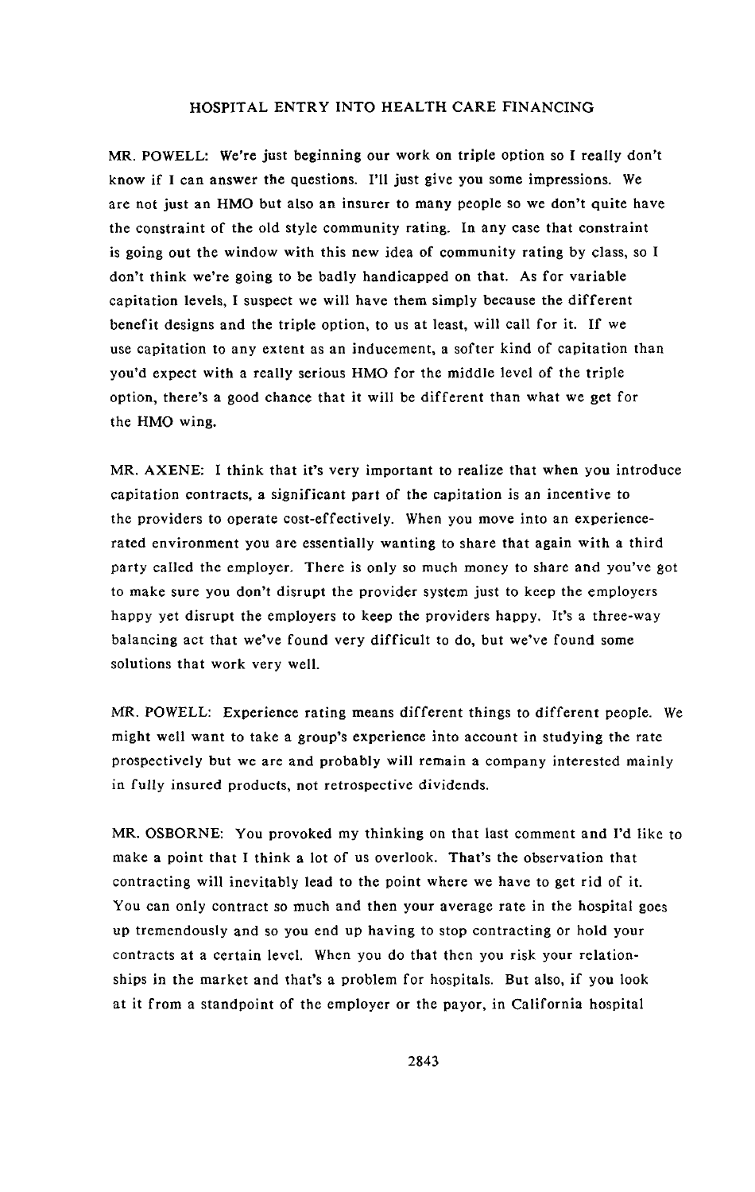MR. POWELL: We're just beginning our work on triple option so I really don't know if I can answer the questions. I'll just give you some impressions. We are not just an HMO but also an insurer to many people so we don't quite have the constraint of the old style community rating. In any case that constraint is going out the window with this new idea of community rating by class, so I don't think we're going to be badly handicapped on that. As for variable capitation levels, I suspect we will have them simply because the different benefit designs and the triple option, to us at least, will call for it. If we use capitation to any extent as an inducement, a softer kind of capitation than you'd expect with a really serious HMO for the middle level of the triple option, there's a good chance that it will be different than what we get for the HMO wing.

MR. AXENE: I think that it's very important to realize that when you introduce capitation contracts, a significant part of the capitation is an incentive to the providers to operate cost-effectively. When you move into an experience-rated environment you are essentially wanting to share that again with a third party called the employer. There is only so much money to share and you've got to make sure you don't disrupt the provider system just to keep the employers happy yet disrupt the employers to keep the providers happy. It's a three-way balancing act that we've found very difficult to do, but we've found some solutions that work very well.

MR. POWELL: Experience rating means different things to different people. We might well want to take a group's experience into account in studying the rate prospectively but we are and probably will remain a company interested mainly in fully insured products, not retrospective dividends.

MR. OSBORNE: You provoked my thinking on that last comment and I'd like to make a point that I think a lot of us overlook. That's the observation that contracting will inevitably lead to the point where we have to get rid of it. You can only contract so much and then your average rate in the hospital goes up tremendously and so you end up having to stop contracting or hold your contracts at a certain level. When you do that then you risk your relationships in the market and that's a problem for hospitals. But also, if you look at it from a standpoint of the employer or the payor, in California hospital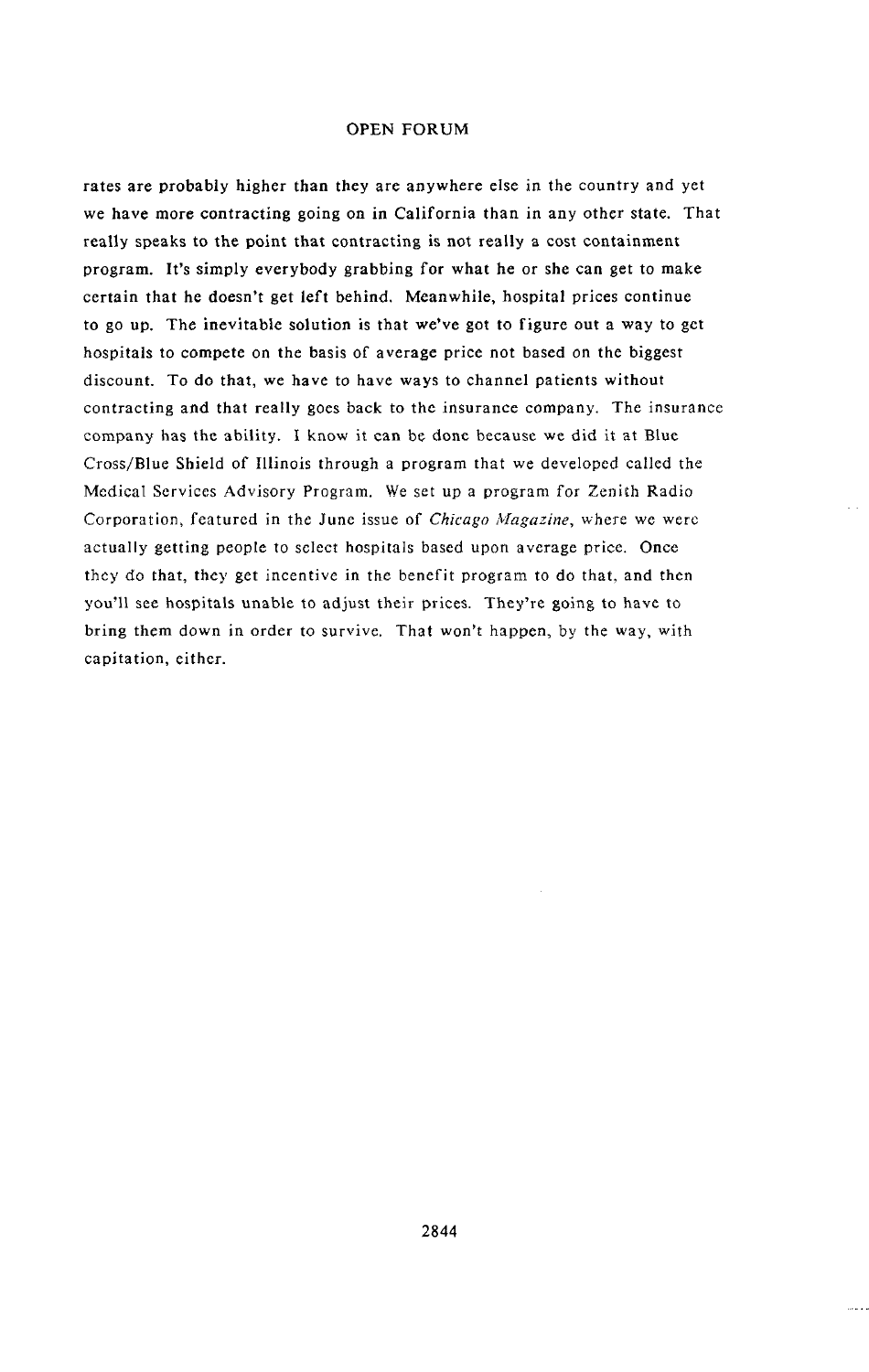rates are probably higher than they are anywhere else in the country and yet we have more contracting going on in California than in any other state. That really speaks to the point that contracting is not really a cost containment program. It's simply everybody grabbing for what he or she can get to make certain that he doesn't get left behind. Meanwhile, hospital prices continue to go up. The inevitable solution is that we've got to figure out a way to get hospitals to compete on the basis of average price not based on the biggest discount. To do that, we have to have ways to channel patients without contracting and that really goes back to the insurance company. The insurance company has the ability. I know it can be done because we did it at Blue Cross/Blue Shield of Illinois through a program that we developed called the Medical Services Advisory Program. We set up a program for Zenith Radio Corporation, featured in the June issue of *Chicago Magazine*, where we were actually getting people to select hospitals based upon average price. Once they do that, they get incentive in the benefit program to do that, and then you'll see hospitals unable to adjust their prices. They're going to have to bring them down in order to survive. That won't happen, by the way, with capitation, either.